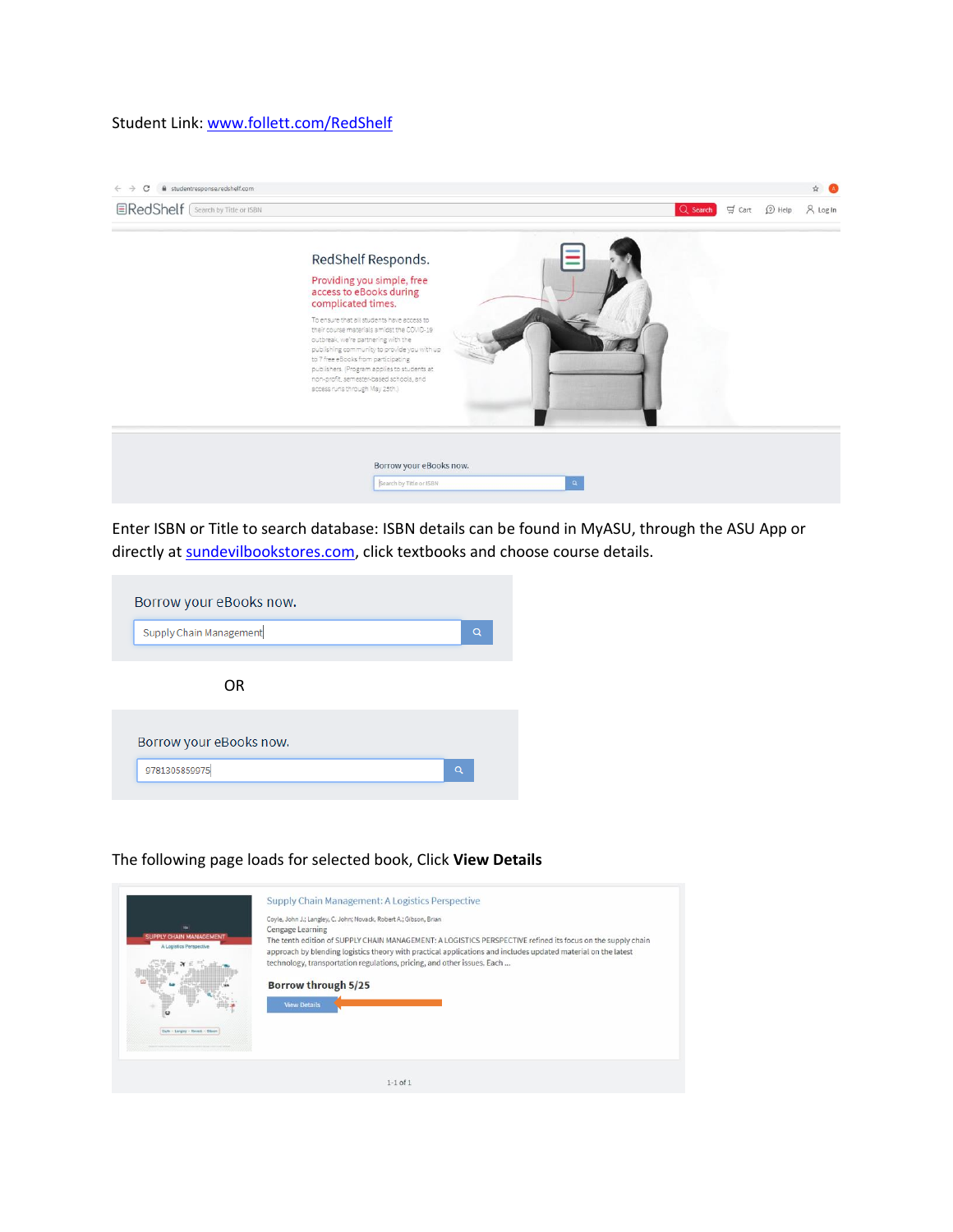Student Link: [www.follett.com/RedShelf](www.follett.com/RedShelf)

Enter ISBN or Title to search database: ISBN details can be found in MyASU, through the ASU App or directly at [sundevilbookstores.com](sundevilbookstores.com), click textbooks and choose course details.

OR

The following page loads for selected book, Click **View Details**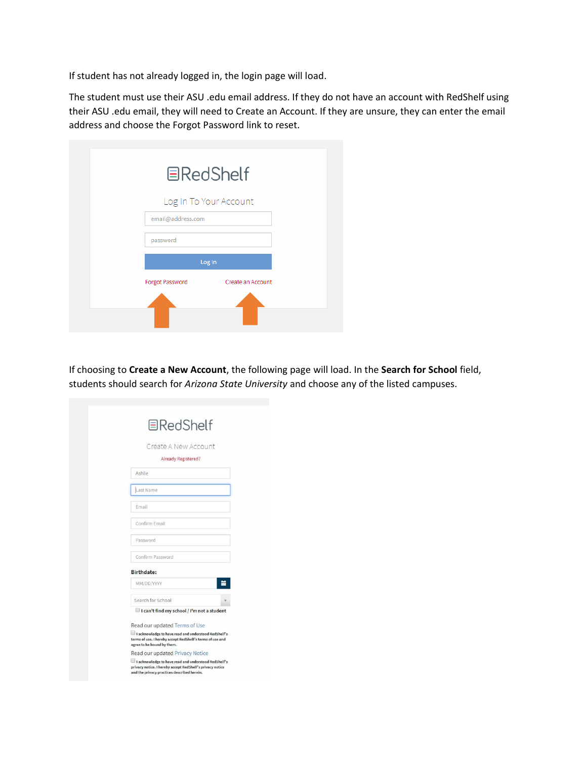If student has not already logged in, the login page will load.

The student must use their ASU .edu email address. If they do not have an account with RedShelf using their ASU .edu email, they will need to Create an Account. If they are unsure, they can enter the email address and choose the Forgot Password link to reset.

If choosing to **Create a New Account**, the following page will load. In the **Search for School** field, students should search for *Arizona State University* and choose any of the listed campuses.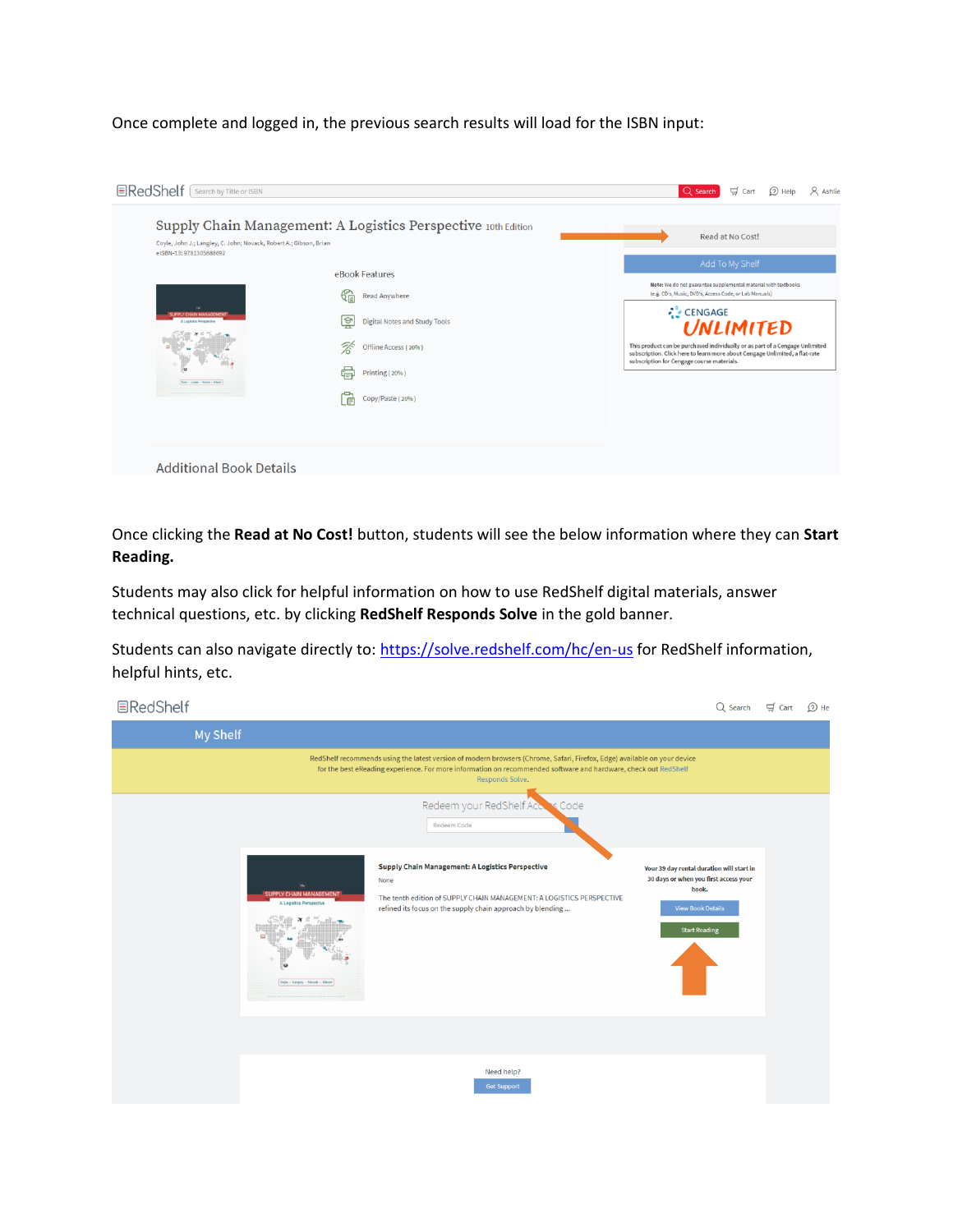Once complete and logged in, the previous search results will load for the ISBN input:

Once clicking the **Read at No Cost!** button, students will see the below information where they can **Start Reading.**

Students may also click for helpful information on how to use RedShelf digital materials, answer technical questions, etc. by clicking **RedShelf Responds Solve** in the gold banner.

Students can also navigate directly to: [https://solve.redshelf.com/hc/en-us](https://solve.redshelf.com/hc/en-us) for RedShelf information, helpful hints, etc.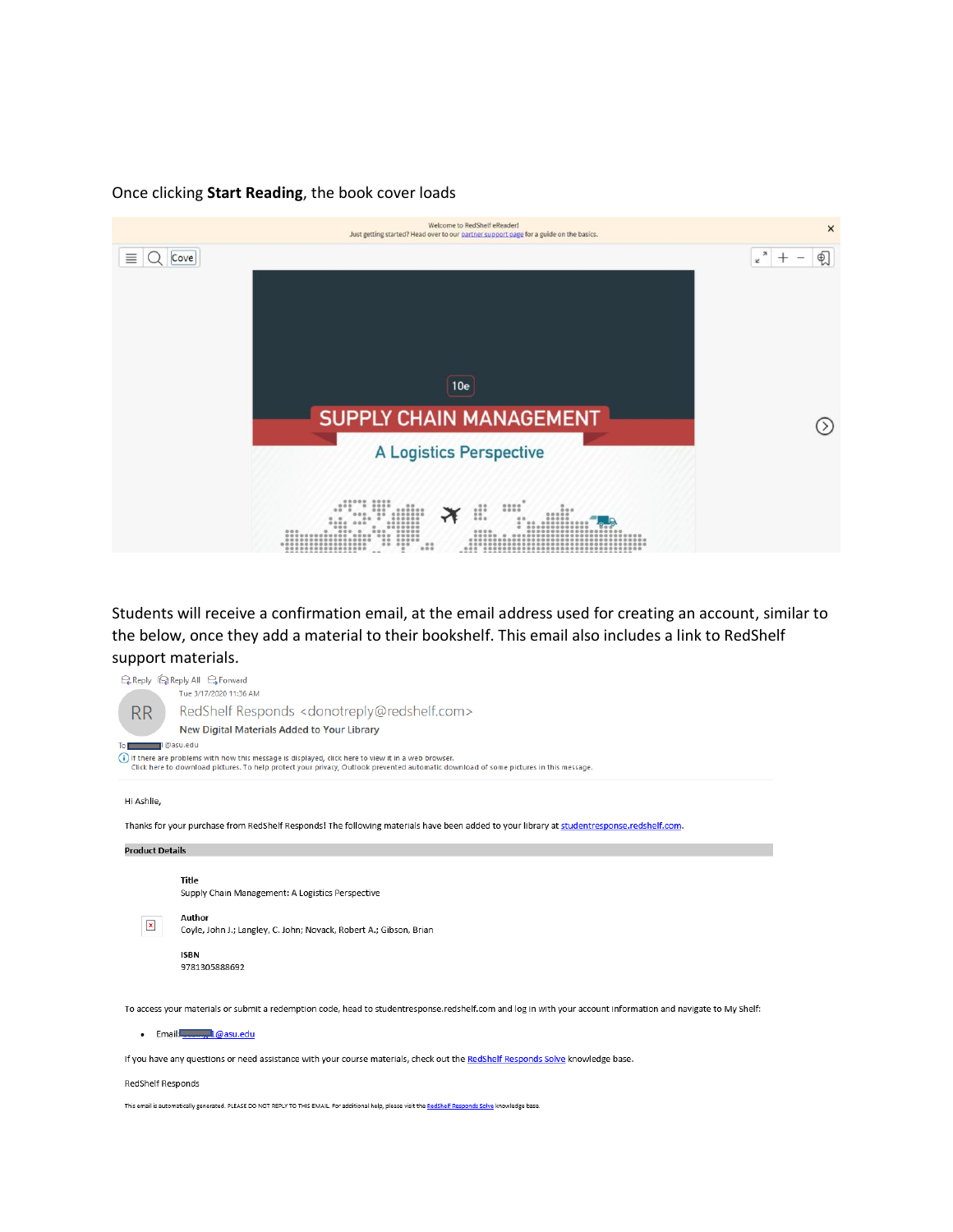Once clicking **Start Reading**, the book cover loads

Welcome to RedShelf eReader!
Just getting started? Head over to our partner support page for a guide on the basics.

Cove

10e

SUPPLY CHAIN MANAGEMENT

A Logistics Perspective

Students will receive a confirmation email, at the email address used for creating an account, similar to the below, once they add a material to their bookshelf. This email also includes a link to RedShelf support materials.

Reply Reply All Forward

Tue 3/17/2020 11:36 AM

RR RedShelf Responds <donotreply@redshelf.com>

New Digital Materials Added to Your Library

To @asu.edu

If there are problems with how this message is displayed, click here to view it in a web browser.
Click here to download pictures. To help protect your privacy, Outlook prevented automatic download of some pictures in this message.

Hi Ashlie,

Thanks for your purchase from RedShelf Responds! The following materials have been added to your library at studentresponse.redshelf.com.

**Product Details**

**Title**
Supply Chain Management: A Logistics Perspective

**Author**
Coyle, John J.; Langley, C. John; Novack, Robert A.; Gibson, Brian

**ISBN**
9781305888692

To access your materials or submit a redemption code, head to studentresponse.redshelf.com and log in with your account information and navigate to My Shelf:

- Email: @asu.edu

If you have any questions or need assistance with your course materials, check out the RedShelf Responds Solve knowledge base.

RedShelf Responds

This email is automatically generated. PLEASE DO NOT REPLY TO THIS EMAIL. For additional help, please visit the RedShelf Responds Solve knowledge base.